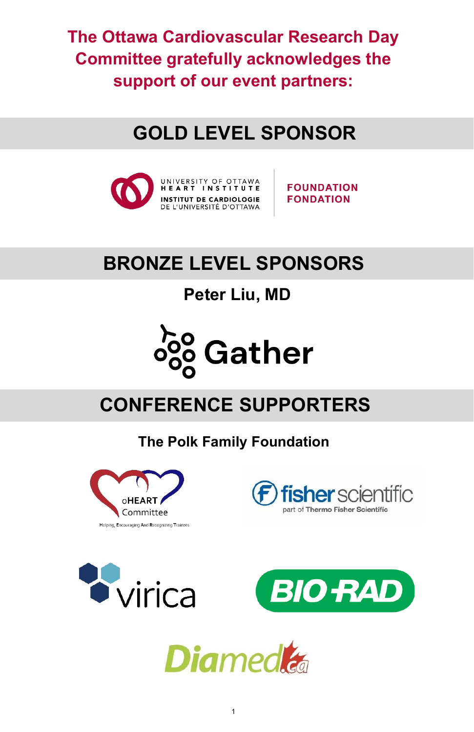**The Ottawa Cardiovascular Research Day Committee gratefully acknowledges the support of our event partners:**

## GOLD LEVEL SPONSOR

UNIVERSITY OF OTTAWA HEART INSTITUTE
INSTITUT DE CARDIOLOGIE DE L'UNIVERSITÉ D'OTTAWA
FOUNDATION
FONDATION

## BRONZE LEVEL SPONSORS

**Peter Liu, MD**

Gather

## CONFERENCE SUPPORTERS

**The Polk Family Foundation**

oHEART Committee
Helping, Encouraging And Recognizing Trainees

fisher scientific
part of Thermo Fisher Scientific

virica

BIO-RAD

Diamed.ca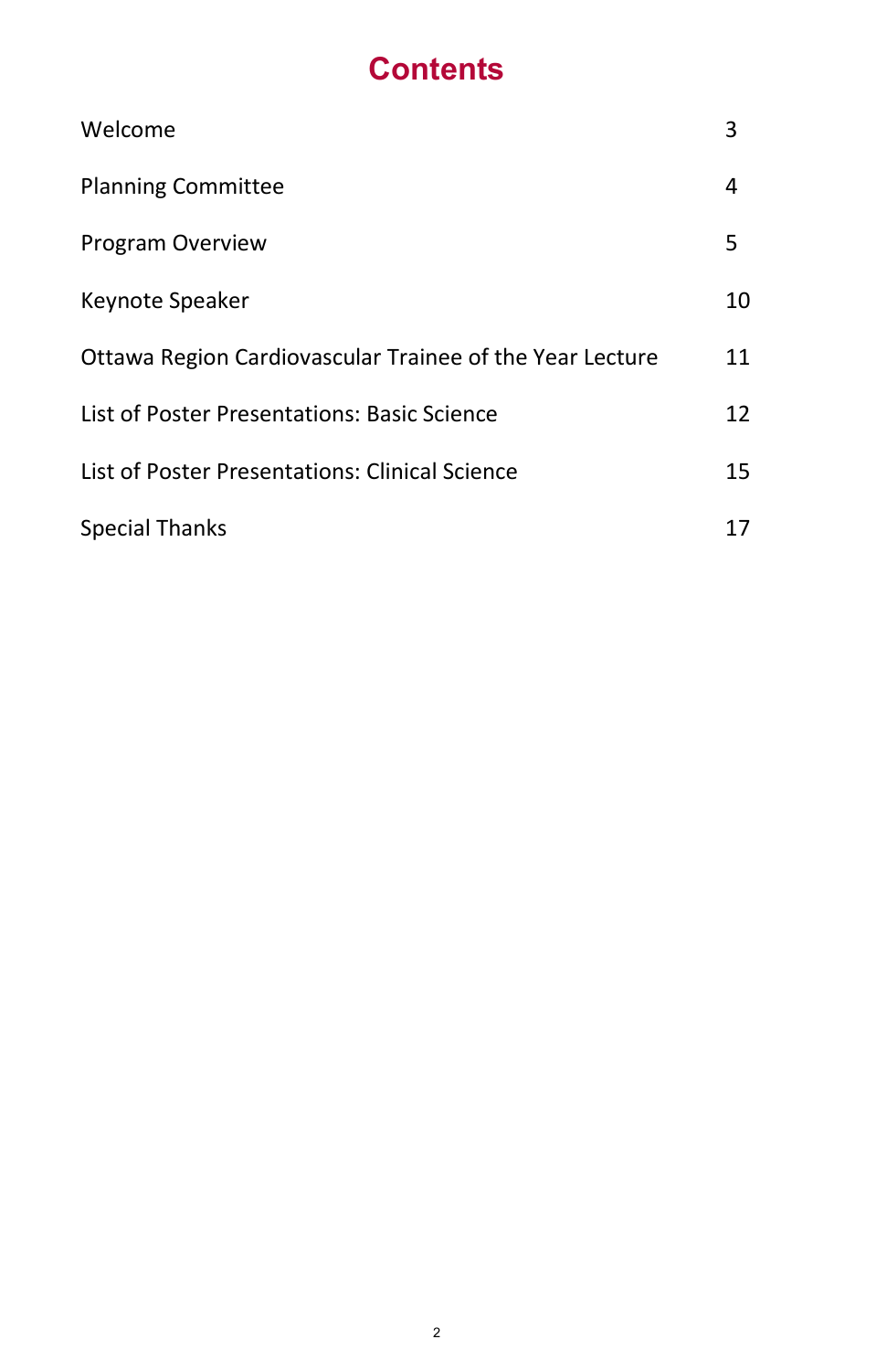# Contents

| | |
|---|---|
| Welcome | 3 |
| Planning Committee | 4 |
| Program Overview | 5 |
| Keynote Speaker | 10 |
| Ottawa Region Cardiovascular Trainee of the Year Lecture | 11 |
| List of Poster Presentations: Basic Science | 12 |
| List of Poster Presentations: Clinical Science | 15 |
| Special Thanks | 17 |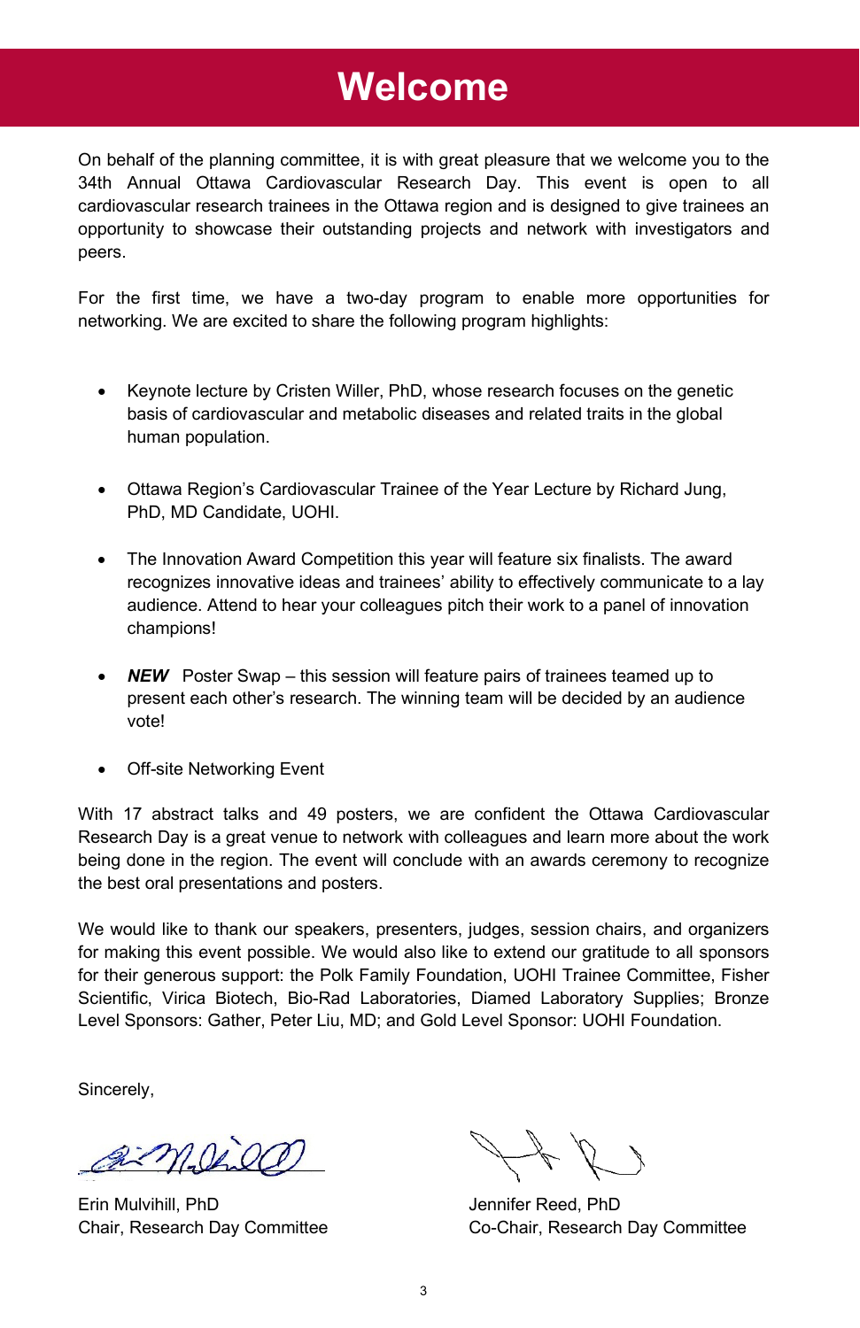# Welcome

On behalf of the planning committee, it is with great pleasure that we welcome you to the 34th Annual Ottawa Cardiovascular Research Day. This event is open to all cardiovascular research trainees in the Ottawa region and is designed to give trainees an opportunity to showcase their outstanding projects and network with investigators and peers.

For the first time, we have a two-day program to enable more opportunities for networking. We are excited to share the following program highlights:

- Keynote lecture by Cristen Willer, PhD, whose research focuses on the genetic basis of cardiovascular and metabolic diseases and related traits in the global human population.
- Ottawa Region's Cardiovascular Trainee of the Year Lecture by Richard Jung, PhD, MD Candidate, UOHI.
- The Innovation Award Competition this year will feature six finalists. The award recognizes innovative ideas and trainees' ability to effectively communicate to a lay audience. Attend to hear your colleagues pitch their work to a panel of innovation champions!
- ***NEW*** Poster Swap – this session will feature pairs of trainees teamed up to present each other's research. The winning team will be decided by an audience vote!
- Off-site Networking Event

With 17 abstract talks and 49 posters, we are confident the Ottawa Cardiovascular Research Day is a great venue to network with colleagues and learn more about the work being done in the region. The event will conclude with an awards ceremony to recognize the best oral presentations and posters.

We would like to thank our speakers, presenters, judges, session chairs, and organizers for making this event possible. We would also like to extend our gratitude to all sponsors for their generous support: the Polk Family Foundation, UOHI Trainee Committee, Fisher Scientific, Virica Biotech, Bio-Rad Laboratories, Diamed Laboratory Supplies; Bronze Level Sponsors: Gather, Peter Liu, MD; and Gold Level Sponsor: UOHI Foundation.

Sincerely,

Erin Mulvihill, PhD
Chair, Research Day Committee

Jennifer Reed, PhD
Co-Chair, Research Day Committee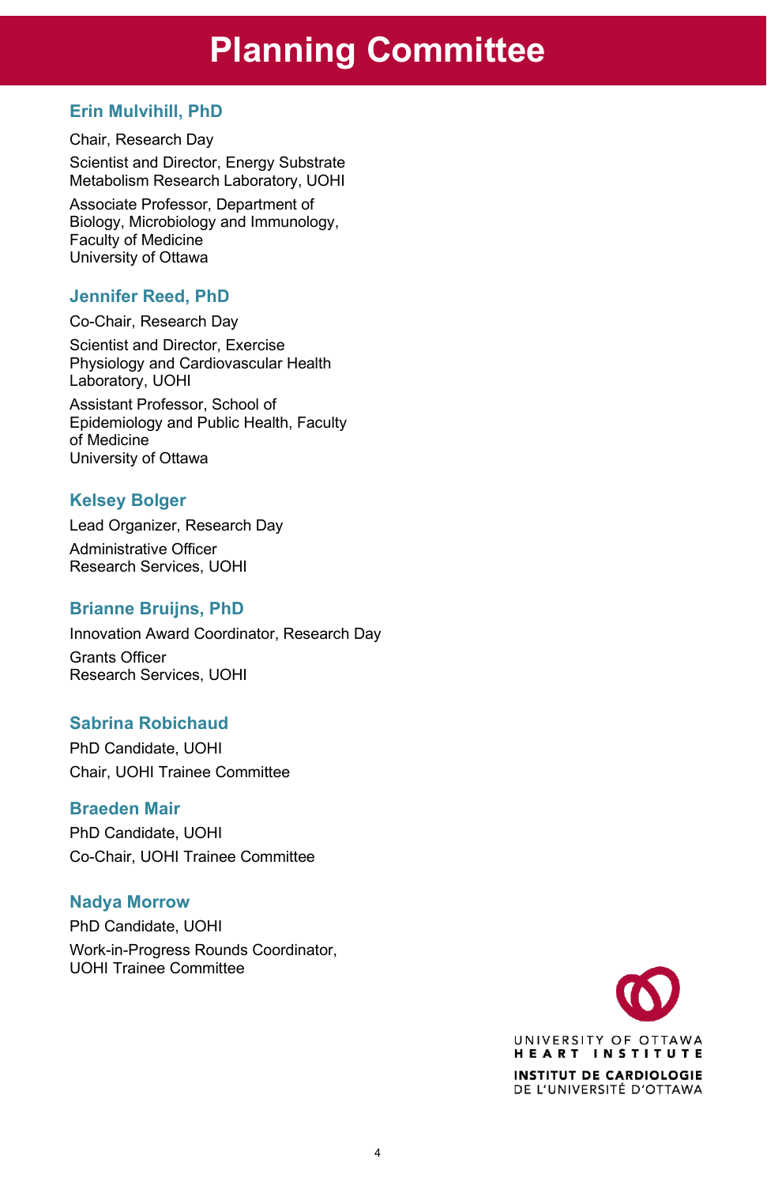# Planning Committee

### Erin Mulvihill, PhD

Chair, Research Day

Scientist and Director, Energy Substrate Metabolism Research Laboratory, UOHI

Associate Professor, Department of Biology, Microbiology and Immunology, Faculty of Medicine
University of Ottawa

### Jennifer Reed, PhD

Co-Chair, Research Day

Scientist and Director, Exercise Physiology and Cardiovascular Health Laboratory, UOHI

Assistant Professor, School of Epidemiology and Public Health, Faculty of Medicine
University of Ottawa

### Kelsey Bolger

Lead Organizer, Research Day

Administrative Officer
Research Services, UOHI

### Brianne Bruijns, PhD

Innovation Award Coordinator, Research Day

Grants Officer
Research Services, UOHI

### Sabrina Robichaud

PhD Candidate, UOHI

Chair, UOHI Trainee Committee

### Braeden Mair

PhD Candidate, UOHI

Co-Chair, UOHI Trainee Committee

### Nadya Morrow

PhD Candidate, UOHI

Work-in-Progress Rounds Coordinator, UOHI Trainee Committee

UNIVERSITY OF OTTAWA HEART INSTITUTE
INSTITUT DE CARDIOLOGIE DE L'UNIVERSITÉ D'OTTAWA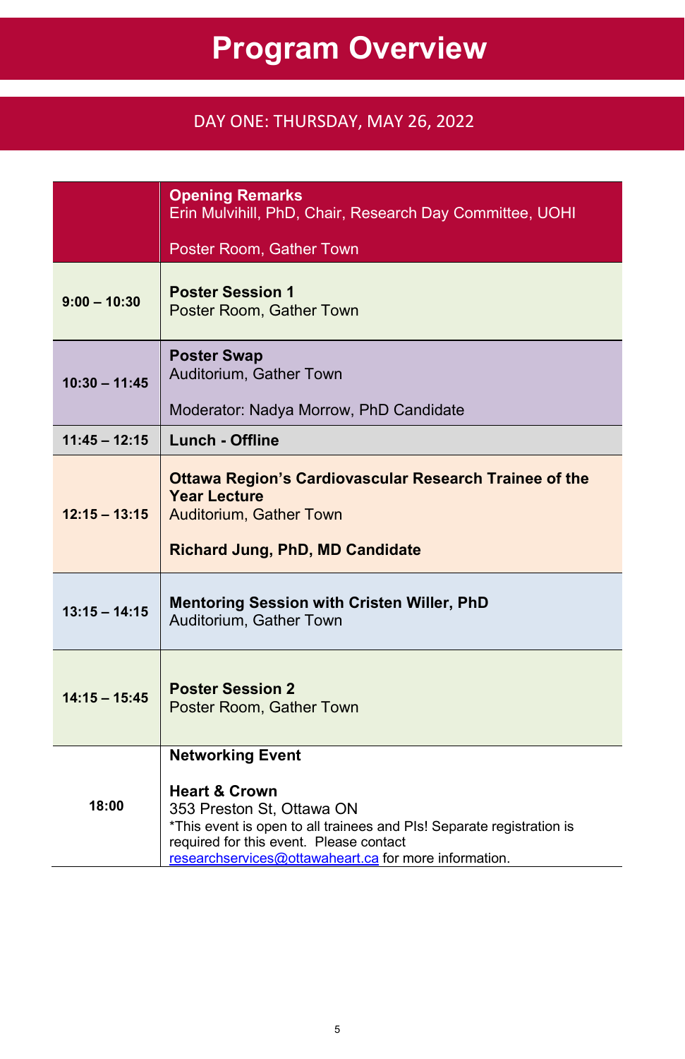# Program Overview

## DAY ONE: THURSDAY, MAY 26, 2022

| | |
|---|---|
| | **Opening Remarks**<br>Erin Mulvihill, PhD, Chair, Research Day Committee, UOHI<br><br>Poster Room, Gather Town |
| **9:00 – 10:30** | **Poster Session 1**<br>Poster Room, Gather Town |
| **10:30 – 11:45** | **Poster Swap**<br>Auditorium, Gather Town<br><br>Moderator: Nadya Morrow, PhD Candidate |
| **11:45 – 12:15** | **Lunch - Offline** |
| **12:15 – 13:15** | **Ottawa Region's Cardiovascular Research Trainee of the Year Lecture**<br>Auditorium, Gather Town<br><br>**Richard Jung, PhD, MD Candidate** |
| **13:15 – 14:15** | **Mentoring Session with Cristen Willer, PhD**<br>Auditorium, Gather Town |
| **14:15 – 15:45** | **Poster Session 2**<br>Poster Room, Gather Town |
| **18:00** | **Networking Event**<br><br>**Heart & Crown**<br>353 Preston St, Ottawa ON<br>*This event is open to all trainees and PIs! Separate registration is required for this event. Please contact researchservices@ottawaheart.ca for more information. |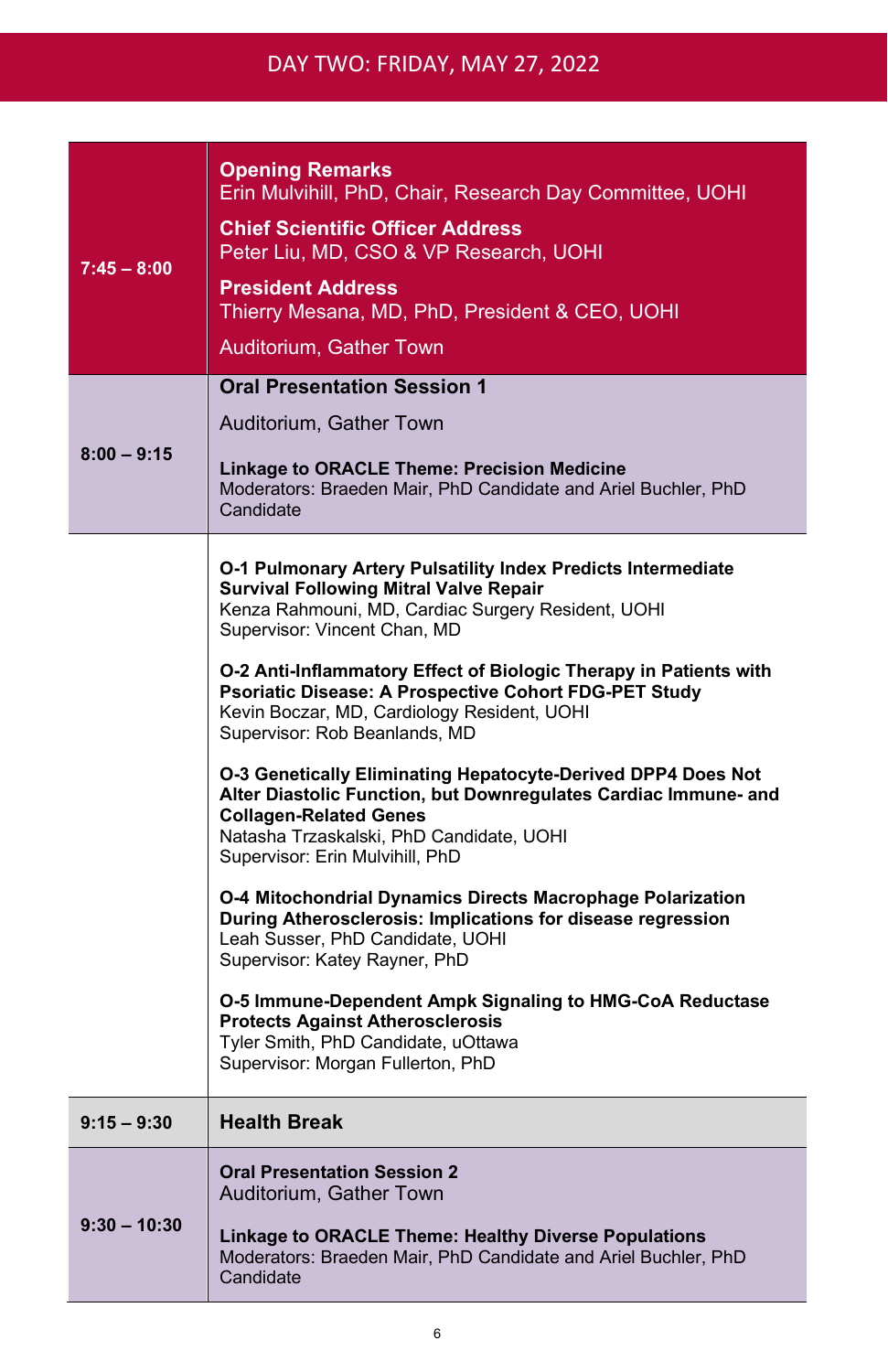## DAY TWO: FRIDAY, MAY 27, 2022

| Time | Session |
| --- | --- |
| 7:45 – 8:00 | **Opening Remarks**<br>Erin Mulvihill, PhD, Chair, Research Day Committee, UOHI<br><br>**Chief Scientific Officer Address**<br>Peter Liu, MD, CSO & VP Research, UOHI<br><br>**President Address**<br>Thierry Mesana, MD, PhD, President & CEO, UOHI<br><br>Auditorium, Gather Town |
| 8:00 – 9:15 | **Oral Presentation Session 1**<br><br>Auditorium, Gather Town<br><br>**Linkage to ORACLE Theme: Precision Medicine**<br>Moderators: Braeden Mair, PhD Candidate and Ariel Buchler, PhD Candidate |
| | **O-1 Pulmonary Artery Pulsatility Index Predicts Intermediate Survival Following Mitral Valve Repair**<br>Kenza Rahmouni, MD, Cardiac Surgery Resident, UOHI<br>Supervisor: Vincent Chan, MD<br><br>**O-2 Anti-Inflammatory Effect of Biologic Therapy in Patients with Psoriatic Disease: A Prospective Cohort FDG-PET Study**<br>Kevin Boczar, MD, Cardiology Resident, UOHI<br>Supervisor: Rob Beanlands, MD<br><br>**O-3 Genetically Eliminating Hepatocyte-Derived DPP4 Does Not Alter Diastolic Function, but Downregulates Cardiac Immune- and Collagen-Related Genes**<br>Natasha Trzaskalski, PhD Candidate, UOHI<br>Supervisor: Erin Mulvihill, PhD<br><br>**O-4 Mitochondrial Dynamics Directs Macrophage Polarization During Atherosclerosis: Implications for disease regression**<br>Leah Susser, PhD Candidate, UOHI<br>Supervisor: Katey Rayner, PhD<br><br>**O-5 Immune-Dependent Ampk Signaling to HMG-CoA Reductase Protects Against Atherosclerosis**<br>Tyler Smith, PhD Candidate, uOttawa<br>Supervisor: Morgan Fullerton, PhD |
| 9:15 – 9:30 | **Health Break** |
| 9:30 – 10:30 | **Oral Presentation Session 2**<br>Auditorium, Gather Town<br><br>**Linkage to ORACLE Theme: Healthy Diverse Populations**<br>Moderators: Braeden Mair, PhD Candidate and Ariel Buchler, PhD Candidate |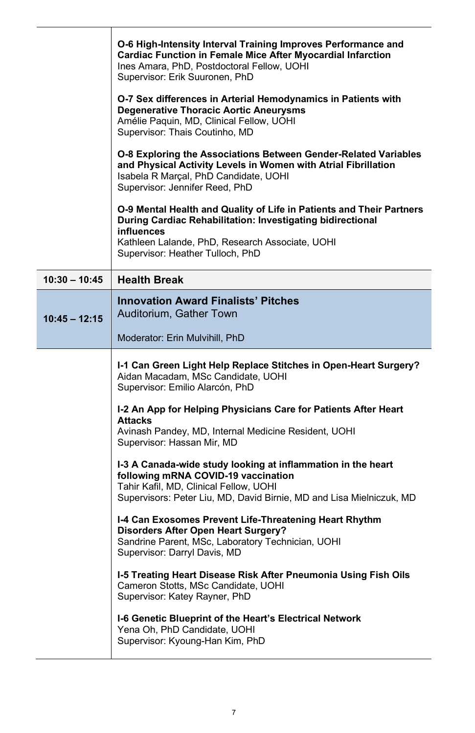| | |
|---|---|
| | **O-6 High-Intensity Interval Training Improves Performance and Cardiac Function in Female Mice After Myocardial Infarction**<br>Ines Amara, PhD, Postdoctoral Fellow, UOHI<br>Supervisor: Erik Suuronen, PhD<br><br>**O-7 Sex differences in Arterial Hemodynamics in Patients with Degenerative Thoracic Aortic Aneurysms**<br>Amélie Paquin, MD, Clinical Fellow, UOHI<br>Supervisor: Thais Coutinho, MD<br><br>**O-8 Exploring the Associations Between Gender-Related Variables and Physical Activity Levels in Women with Atrial Fibrillation**<br>Isabela R Marçal, PhD Candidate, UOHI<br>Supervisor: Jennifer Reed, PhD<br><br>**O-9 Mental Health and Quality of Life in Patients and Their Partners During Cardiac Rehabilitation: Investigating bidirectional influences**<br>Kathleen Lalande, PhD, Research Associate, UOHI<br>Supervisor: Heather Tulloch, PhD |
| **10:30 – 10:45** | **Health Break** |
| **10:45 – 12:15** | **Innovation Award Finalists' Pitches**<br>Auditorium, Gather Town<br><br>Moderator: Erin Mulvihill, PhD |
| | **I-1 Can Green Light Help Replace Stitches in Open-Heart Surgery?**<br>Aidan Macadam, MSc Candidate, UOHI<br>Supervisor: Emilio Alarcón, PhD<br><br>**I-2 An App for Helping Physicians Care for Patients After Heart Attacks**<br>Avinash Pandey, MD, Internal Medicine Resident, UOHI<br>Supervisor: Hassan Mir, MD<br><br>**I-3 A Canada-wide study looking at inflammation in the heart following mRNA COVID-19 vaccination**<br>Tahir Kafil, MD, Clinical Fellow, UOHI<br>Supervisors: Peter Liu, MD, David Birnie, MD and Lisa Mielniczuk, MD<br><br>**I-4 Can Exosomes Prevent Life-Threatening Heart Rhythm Disorders After Open Heart Surgery?**<br>Sandrine Parent, MSc, Laboratory Technician, UOHI<br>Supervisor: Darryl Davis, MD<br><br>**I-5 Treating Heart Disease Risk After Pneumonia Using Fish Oils**<br>Cameron Stotts, MSc Candidate, UOHI<br>Supervisor: Katey Rayner, PhD<br><br>**I-6 Genetic Blueprint of the Heart's Electrical Network**<br>Yena Oh, PhD Candidate, UOHI<br>Supervisor: Kyoung-Han Kim, PhD |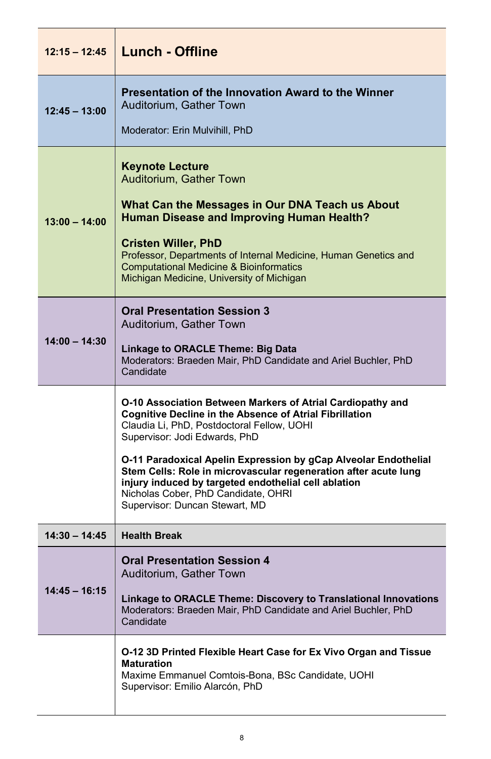| Time | Session |
| --- | --- |
| 12:15 – 12:45 | **Lunch - Offline** |
| 12:45 – 13:00 | **Presentation of the Innovation Award to the Winner**<br>Auditorium, Gather Town<br><br>Moderator: Erin Mulvihill, PhD |
| 13:00 – 14:00 | **Keynote Lecture**<br>Auditorium, Gather Town<br><br>**What Can the Messages in Our DNA Teach us About Human Disease and Improving Human Health?**<br><br>**Cristen Willer, PhD**<br>Professor, Departments of Internal Medicine, Human Genetics and Computational Medicine & Bioinformatics<br>Michigan Medicine, University of Michigan |
| 14:00 – 14:30 | **Oral Presentation Session 3**<br>Auditorium, Gather Town<br><br>**Linkage to ORACLE Theme: Big Data**<br>Moderators: Braeden Mair, PhD Candidate and Ariel Buchler, PhD Candidate |
| | **O-10 Association Between Markers of Atrial Cardiopathy and Cognitive Decline in the Absence of Atrial Fibrillation**<br>Claudia Li, PhD, Postdoctoral Fellow, UOHI<br>Supervisor: Jodi Edwards, PhD<br><br>**O-11 Paradoxical Apelin Expression by gCap Alveolar Endothelial Stem Cells: Role in microvascular regeneration after acute lung injury induced by targeted endothelial cell ablation**<br>Nicholas Cober, PhD Candidate, OHRI<br>Supervisor: Duncan Stewart, MD |
| 14:30 – 14:45 | **Health Break** |
| 14:45 – 16:15 | **Oral Presentation Session 4**<br>Auditorium, Gather Town<br><br>**Linkage to ORACLE Theme: Discovery to Translational Innovations**<br>Moderators: Braeden Mair, PhD Candidate and Ariel Buchler, PhD Candidate |
| | **O-12 3D Printed Flexible Heart Case for Ex Vivo Organ and Tissue Maturation**<br>Maxime Emmanuel Comtois-Bona, BSc Candidate, UOHI<br>Supervisor: Emilio Alarcón, PhD |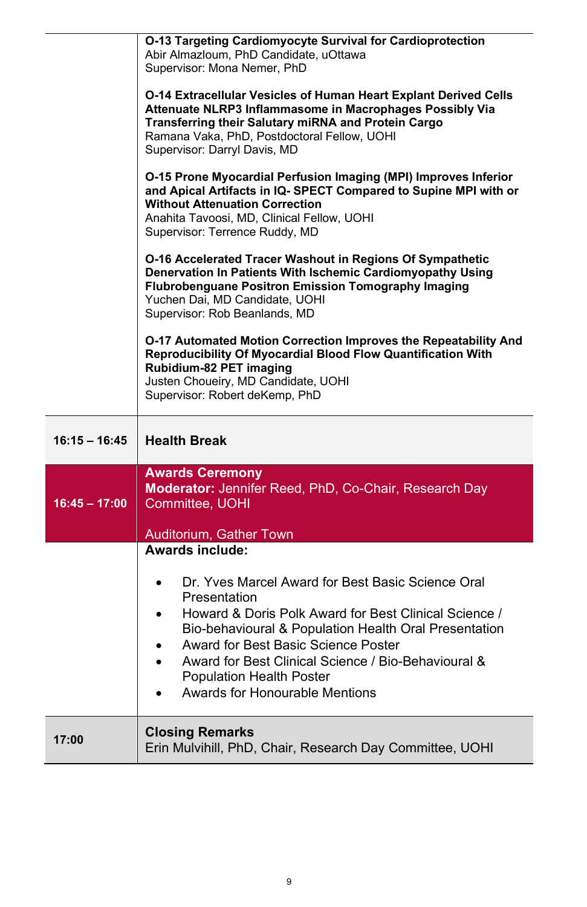| | |
|---|---|
| | **O-13 Targeting Cardiomyocyte Survival for Cardioprotection**<br>Abir Almazloum, PhD Candidate, uOttawa<br>Supervisor: Mona Nemer, PhD<br><br>**O-14 Extracellular Vesicles of Human Heart Explant Derived Cells Attenuate NLRP3 Inflammasome in Macrophages Possibly Via Transferring their Salutary miRNA and Protein Cargo**<br>Ramana Vaka, PhD, Postdoctoral Fellow, UOHI<br>Supervisor: Darryl Davis, MD<br><br>**O-15 Prone Myocardial Perfusion Imaging (MPI) Improves Inferior and Apical Artifacts in IQ- SPECT Compared to Supine MPI with or Without Attenuation Correction**<br>Anahita Tavoosi, MD, Clinical Fellow, UOHI<br>Supervisor: Terrence Ruddy, MD<br><br>**O-16 Accelerated Tracer Washout in Regions Of Sympathetic Denervation In Patients With Ischemic Cardiomyopathy Using Flubrobenguane Positron Emission Tomography Imaging**<br>Yuchen Dai, MD Candidate, UOHI<br>Supervisor: Rob Beanlands, MD<br><br>**O-17 Automated Motion Correction Improves the Repeatability And Reproducibility Of Myocardial Blood Flow Quantification With Rubidium-82 PET imaging**<br>Justen Choueiry, MD Candidate, UOHI<br>Supervisor: Robert deKemp, PhD |
| **16:15 – 16:45** | **Health Break** |
| **16:45 – 17:00** | **Awards Ceremony**<br>**Moderator:** Jennifer Reed, PhD, Co-Chair, Research Day Committee, UOHI<br><br>Auditorium, Gather Town |
| | **Awards include:**<br><br>• Dr. Yves Marcel Award for Best Basic Science Oral Presentation<br>• Howard & Doris Polk Award for Best Clinical Science / Bio-behavioural & Population Health Oral Presentation<br>• Award for Best Basic Science Poster<br>• Award for Best Clinical Science / Bio-Behavioural & Population Health Poster<br>• Awards for Honourable Mentions |
| **17:00** | **Closing Remarks**<br>Erin Mulvihill, PhD, Chair, Research Day Committee, UOHI |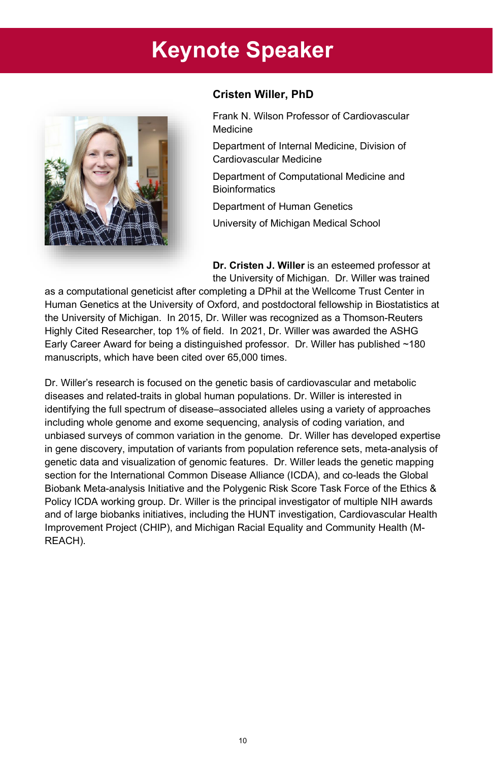# Keynote Speaker

### Cristen Willer, PhD

Frank N. Wilson Professor of Cardiovascular Medicine

Department of Internal Medicine, Division of Cardiovascular Medicine

Department of Computational Medicine and Bioinformatics

Department of Human Genetics

University of Michigan Medical School

**Dr. Cristen J. Willer** is an esteemed professor at the University of Michigan. Dr. Willer was trained as a computational geneticist after completing a DPhil at the Wellcome Trust Center in Human Genetics at the University of Oxford, and postdoctoral fellowship in Biostatistics at the University of Michigan. In 2015, Dr. Willer was recognized as a Thomson-Reuters Highly Cited Researcher, top 1% of field. In 2021, Dr. Willer was awarded the ASHG Early Career Award for being a distinguished professor. Dr. Willer has published ~180 manuscripts, which have been cited over 65,000 times.

Dr. Willer's research is focused on the genetic basis of cardiovascular and metabolic diseases and related-traits in global human populations. Dr. Willer is interested in identifying the full spectrum of disease–associated alleles using a variety of approaches including whole genome and exome sequencing, analysis of coding variation, and unbiased surveys of common variation in the genome. Dr. Willer has developed expertise in gene discovery, imputation of variants from population reference sets, meta-analysis of genetic data and visualization of genomic features. Dr. Willer leads the genetic mapping section for the International Common Disease Alliance (ICDA), and co-leads the Global Biobank Meta-analysis Initiative and the Polygenic Risk Score Task Force of the Ethics & Policy ICDA working group. Dr. Willer is the principal investigator of multiple NIH awards and of large biobanks initiatives, including the HUNT investigation, Cardiovascular Health Improvement Project (CHIP), and Michigan Racial Equality and Community Health (M-REACH).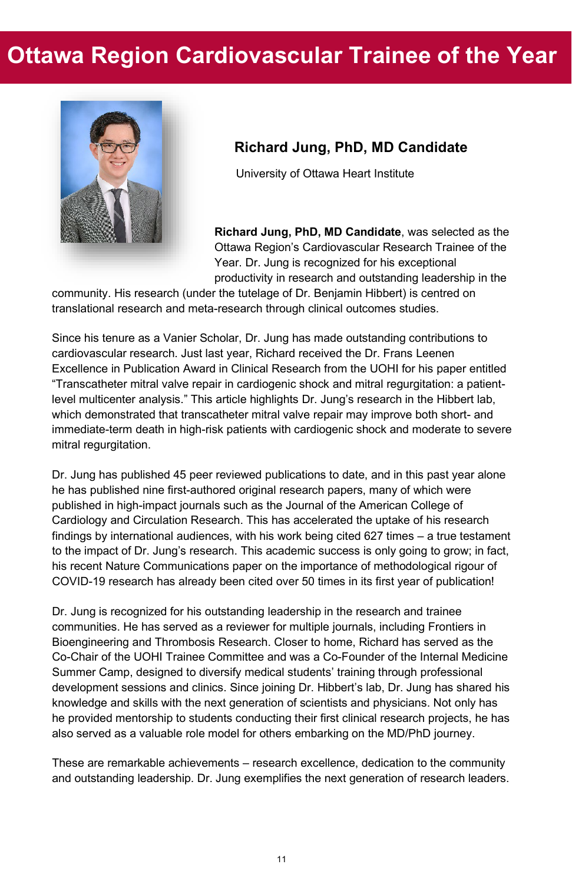# Ottawa Region Cardiovascular Trainee of the Year

## Richard Jung, PhD, MD Candidate

University of Ottawa Heart Institute

**Richard Jung, PhD, MD Candidate**, was selected as the Ottawa Region's Cardiovascular Research Trainee of the Year. Dr. Jung is recognized for his exceptional productivity in research and outstanding leadership in the community. His research (under the tutelage of Dr. Benjamin Hibbert) is centred on translational research and meta-research through clinical outcomes studies.

Since his tenure as a Vanier Scholar, Dr. Jung has made outstanding contributions to cardiovascular research. Just last year, Richard received the Dr. Frans Leenen Excellence in Publication Award in Clinical Research from the UOHI for his paper entitled "Transcatheter mitral valve repair in cardiogenic shock and mitral regurgitation: a patient-level multicenter analysis." This article highlights Dr. Jung's research in the Hibbert lab, which demonstrated that transcatheter mitral valve repair may improve both short- and immediate-term death in high-risk patients with cardiogenic shock and moderate to severe mitral regurgitation.

Dr. Jung has published 45 peer reviewed publications to date, and in this past year alone he has published nine first-authored original research papers, many of which were published in high-impact journals such as the Journal of the American College of Cardiology and Circulation Research. This has accelerated the uptake of his research findings by international audiences, with his work being cited 627 times – a true testament to the impact of Dr. Jung's research. This academic success is only going to grow; in fact, his recent Nature Communications paper on the importance of methodological rigour of COVID-19 research has already been cited over 50 times in its first year of publication!

Dr. Jung is recognized for his outstanding leadership in the research and trainee communities. He has served as a reviewer for multiple journals, including Frontiers in Bioengineering and Thrombosis Research. Closer to home, Richard has served as the Co-Chair of the UOHI Trainee Committee and was a Co-Founder of the Internal Medicine Summer Camp, designed to diversify medical students' training through professional development sessions and clinics. Since joining Dr. Hibbert's lab, Dr. Jung has shared his knowledge and skills with the next generation of scientists and physicians. Not only has he provided mentorship to students conducting their first clinical research projects, he has also served as a valuable role model for others embarking on the MD/PhD journey.

These are remarkable achievements – research excellence, dedication to the community and outstanding leadership. Dr. Jung exemplifies the next generation of research leaders.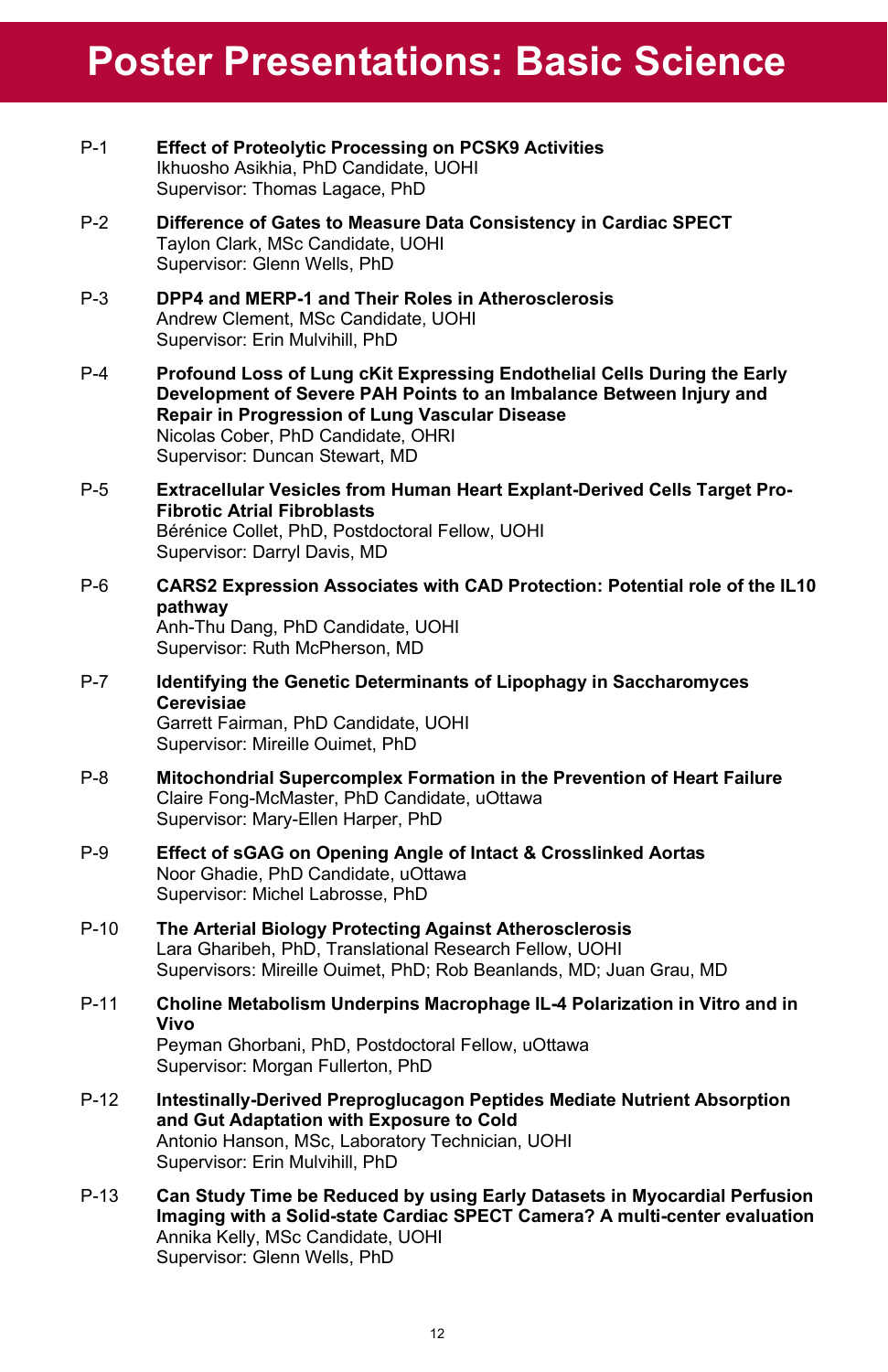# Poster Presentations: Basic Science

P-1 **Effect of Proteolytic Processing on PCSK9 Activities**
Ikhuosho Asikhia, PhD Candidate, UOHI
Supervisor: Thomas Lagace, PhD

P-2 **Difference of Gates to Measure Data Consistency in Cardiac SPECT**
Taylon Clark, MSc Candidate, UOHI
Supervisor: Glenn Wells, PhD

P-3 **DPP4 and MERP-1 and Their Roles in Atherosclerosis**
Andrew Clement, MSc Candidate, UOHI
Supervisor: Erin Mulvihill, PhD

P-4 **Profound Loss of Lung cKit Expressing Endothelial Cells During the Early Development of Severe PAH Points to an Imbalance Between Injury and Repair in Progression of Lung Vascular Disease**
Nicolas Cober, PhD Candidate, OHRI
Supervisor: Duncan Stewart, MD

P-5 **Extracellular Vesicles from Human Heart Explant-Derived Cells Target Pro-Fibrotic Atrial Fibroblasts**
Bérénice Collet, PhD, Postdoctoral Fellow, UOHI
Supervisor: Darryl Davis, MD

P-6 **CARS2 Expression Associates with CAD Protection: Potential role of the IL10 pathway**
Anh-Thu Dang, PhD Candidate, UOHI
Supervisor: Ruth McPherson, MD

P-7 **Identifying the Genetic Determinants of Lipophagy in Saccharomyces Cerevisiae**
Garrett Fairman, PhD Candidate, UOHI
Supervisor: Mireille Ouimet, PhD

P-8 **Mitochondrial Supercomplex Formation in the Prevention of Heart Failure**
Claire Fong-McMaster, PhD Candidate, uOttawa
Supervisor: Mary-Ellen Harper, PhD

P-9 **Effect of sGAG on Opening Angle of Intact & Crosslinked Aortas**
Noor Ghadie, PhD Candidate, uOttawa
Supervisor: Michel Labrosse, PhD

P-10 **The Arterial Biology Protecting Against Atherosclerosis**
Lara Gharibeh, PhD, Translational Research Fellow, UOHI
Supervisors: Mireille Ouimet, PhD; Rob Beanlands, MD; Juan Grau, MD

P-11 **Choline Metabolism Underpins Macrophage IL-4 Polarization in Vitro and in Vivo**
Peyman Ghorbani, PhD, Postdoctoral Fellow, uOttawa
Supervisor: Morgan Fullerton, PhD

P-12 **Intestinally-Derived Preproglucagon Peptides Mediate Nutrient Absorption and Gut Adaptation with Exposure to Cold**
Antonio Hanson, MSc, Laboratory Technician, UOHI
Supervisor: Erin Mulvihill, PhD

P-13 **Can Study Time be Reduced by using Early Datasets in Myocardial Perfusion Imaging with a Solid-state Cardiac SPECT Camera? A multi-center evaluation**
Annika Kelly, MSc Candidate, UOHI
Supervisor: Glenn Wells, PhD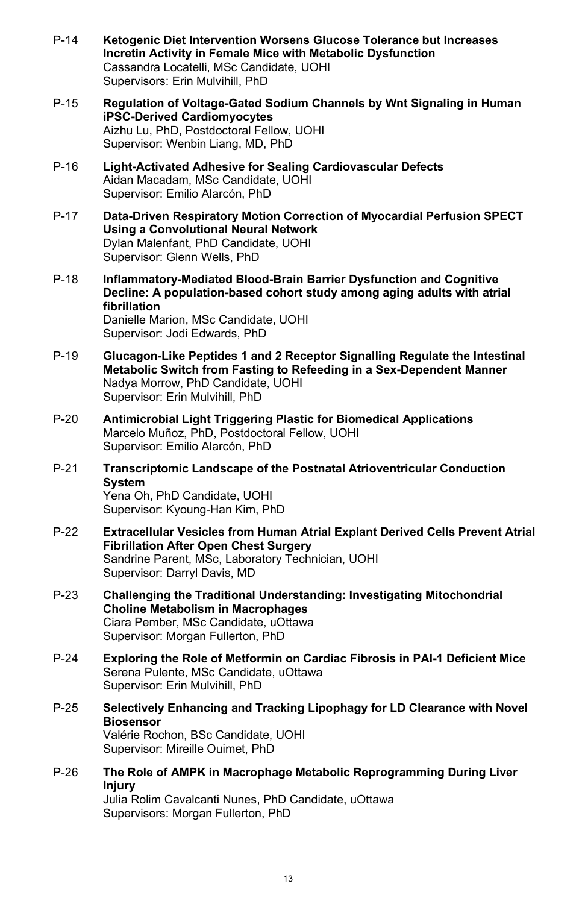P-14 **Ketogenic Diet Intervention Worsens Glucose Tolerance but Increases Incretin Activity in Female Mice with Metabolic Dysfunction**
Cassandra Locatelli, MSc Candidate, UOHI
Supervisors: Erin Mulvihill, PhD

P-15 **Regulation of Voltage-Gated Sodium Channels by Wnt Signaling in Human iPSC-Derived Cardiomyocytes**
Aizhu Lu, PhD, Postdoctoral Fellow, UOHI
Supervisor: Wenbin Liang, MD, PhD

P-16 **Light-Activated Adhesive for Sealing Cardiovascular Defects**
Aidan Macadam, MSc Candidate, UOHI
Supervisor: Emilio Alarcón, PhD

P-17 **Data-Driven Respiratory Motion Correction of Myocardial Perfusion SPECT Using a Convolutional Neural Network**
Dylan Malenfant, PhD Candidate, UOHI
Supervisor: Glenn Wells, PhD

P-18 **Inflammatory-Mediated Blood-Brain Barrier Dysfunction and Cognitive Decline: A population-based cohort study among aging adults with atrial fibrillation**
Danielle Marion, MSc Candidate, UOHI
Supervisor: Jodi Edwards, PhD

P-19 **Glucagon-Like Peptides 1 and 2 Receptor Signalling Regulate the Intestinal Metabolic Switch from Fasting to Refeeding in a Sex-Dependent Manner**
Nadya Morrow, PhD Candidate, UOHI
Supervisor: Erin Mulvihill, PhD

P-20 **Antimicrobial Light Triggering Plastic for Biomedical Applications**
Marcelo Muñoz, PhD, Postdoctoral Fellow, UOHI
Supervisor: Emilio Alarcón, PhD

P-21 **Transcriptomic Landscape of the Postnatal Atrioventricular Conduction System**
Yena Oh, PhD Candidate, UOHI
Supervisor: Kyoung-Han Kim, PhD

P-22 **Extracellular Vesicles from Human Atrial Explant Derived Cells Prevent Atrial Fibrillation After Open Chest Surgery**
Sandrine Parent, MSc, Laboratory Technician, UOHI
Supervisor: Darryl Davis, MD

P-23 **Challenging the Traditional Understanding: Investigating Mitochondrial Choline Metabolism in Macrophages**
Ciara Pember, MSc Candidate, uOttawa
Supervisor: Morgan Fullerton, PhD

P-24 **Exploring the Role of Metformin on Cardiac Fibrosis in PAI-1 Deficient Mice**
Serena Pulente, MSc Candidate, uOttawa
Supervisor: Erin Mulvihill, PhD

P-25 **Selectively Enhancing and Tracking Lipophagy for LD Clearance with Novel Biosensor**
Valérie Rochon, BSc Candidate, UOHI
Supervisor: Mireille Ouimet, PhD

P-26 **The Role of AMPK in Macrophage Metabolic Reprogramming During Liver Injury**
Julia Rolim Cavalcanti Nunes, PhD Candidate, uOttawa
Supervisors: Morgan Fullerton, PhD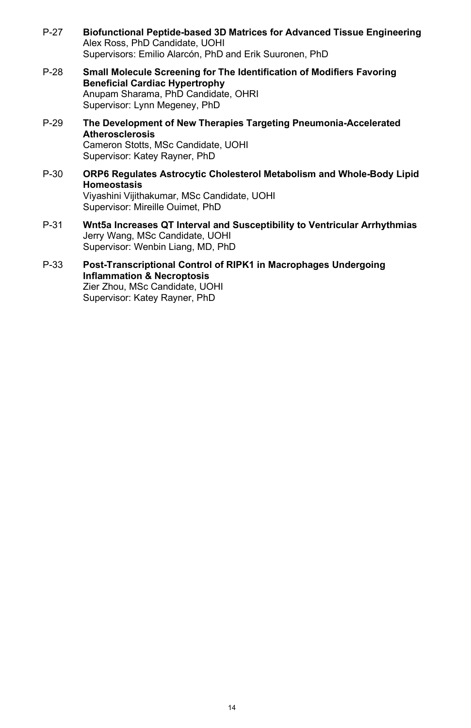P-27 **Biofunctional Peptide-based 3D Matrices for Advanced Tissue Engineering**
Alex Ross, PhD Candidate, UOHI
Supervisors: Emilio Alarcón, PhD and Erik Suuronen, PhD

P-28 **Small Molecule Screening for The Identification of Modifiers Favoring Beneficial Cardiac Hypertrophy**
Anupam Sharama, PhD Candidate, OHRI
Supervisor: Lynn Megeney, PhD

P-29 **The Development of New Therapies Targeting Pneumonia-Accelerated Atherosclerosis**
Cameron Stotts, MSc Candidate, UOHI
Supervisor: Katey Rayner, PhD

P-30 **ORP6 Regulates Astrocytic Cholesterol Metabolism and Whole-Body Lipid Homeostasis**
Viyashini Vijithakumar, MSc Candidate, UOHI
Supervisor: Mireille Ouimet, PhD

P-31 **Wnt5a Increases QT Interval and Susceptibility to Ventricular Arrhythmias**
Jerry Wang, MSc Candidate, UOHI
Supervisor: Wenbin Liang, MD, PhD

P-33 **Post-Transcriptional Control of RIPK1 in Macrophages Undergoing Inflammation & Necroptosis**
Zier Zhou, MSc Candidate, UOHI
Supervisor: Katey Rayner, PhD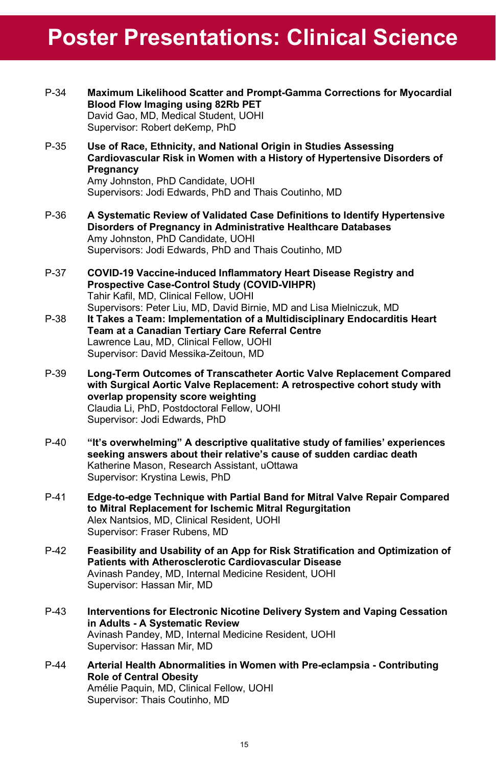# Poster Presentations: Clinical Science

P-34 **Maximum Likelihood Scatter and Prompt-Gamma Corrections for Myocardial Blood Flow Imaging using 82Rb PET**
David Gao, MD, Medical Student, UOHI
Supervisor: Robert deKemp, PhD

P-35 **Use of Race, Ethnicity, and National Origin in Studies Assessing Cardiovascular Risk in Women with a History of Hypertensive Disorders of Pregnancy**
Amy Johnston, PhD Candidate, UOHI
Supervisors: Jodi Edwards, PhD and Thais Coutinho, MD

P-36 **A Systematic Review of Validated Case Definitions to Identify Hypertensive Disorders of Pregnancy in Administrative Healthcare Databases**
Amy Johnston, PhD Candidate, UOHI
Supervisors: Jodi Edwards, PhD and Thais Coutinho, MD

P-37 **COVID-19 Vaccine-induced Inflammatory Heart Disease Registry and Prospective Case-Control Study (COVID-VIHPR)**
Tahir Kafil, MD, Clinical Fellow, UOHI
Supervisors: Peter Liu, MD, David Birnie, MD and Lisa Mielniczuk, MD

P-38 **It Takes a Team: Implementation of a Multidisciplinary Endocarditis Heart Team at a Canadian Tertiary Care Referral Centre**
Lawrence Lau, MD, Clinical Fellow, UOHI
Supervisor: David Messika-Zeitoun, MD

P-39 **Long-Term Outcomes of Transcatheter Aortic Valve Replacement Compared with Surgical Aortic Valve Replacement: A retrospective cohort study with overlap propensity score weighting**
Claudia Li, PhD, Postdoctoral Fellow, UOHI
Supervisor: Jodi Edwards, PhD

P-40 **"It's overwhelming" A descriptive qualitative study of families' experiences seeking answers about their relative's cause of sudden cardiac death**
Katherine Mason, Research Assistant, uOttawa
Supervisor: Krystina Lewis, PhD

P-41 **Edge-to-edge Technique with Partial Band for Mitral Valve Repair Compared to Mitral Replacement for Ischemic Mitral Regurgitation**
Alex Nantsios, MD, Clinical Resident, UOHI
Supervisor: Fraser Rubens, MD

P-42 **Feasibility and Usability of an App for Risk Stratification and Optimization of Patients with Atherosclerotic Cardiovascular Disease**
Avinash Pandey, MD, Internal Medicine Resident, UOHI
Supervisor: Hassan Mir, MD

P-43 **Interventions for Electronic Nicotine Delivery System and Vaping Cessation in Adults - A Systematic Review**
Avinash Pandey, MD, Internal Medicine Resident, UOHI
Supervisor: Hassan Mir, MD

P-44 **Arterial Health Abnormalities in Women with Pre-eclampsia - Contributing Role of Central Obesity**
Amélie Paquin, MD, Clinical Fellow, UOHI
Supervisor: Thais Coutinho, MD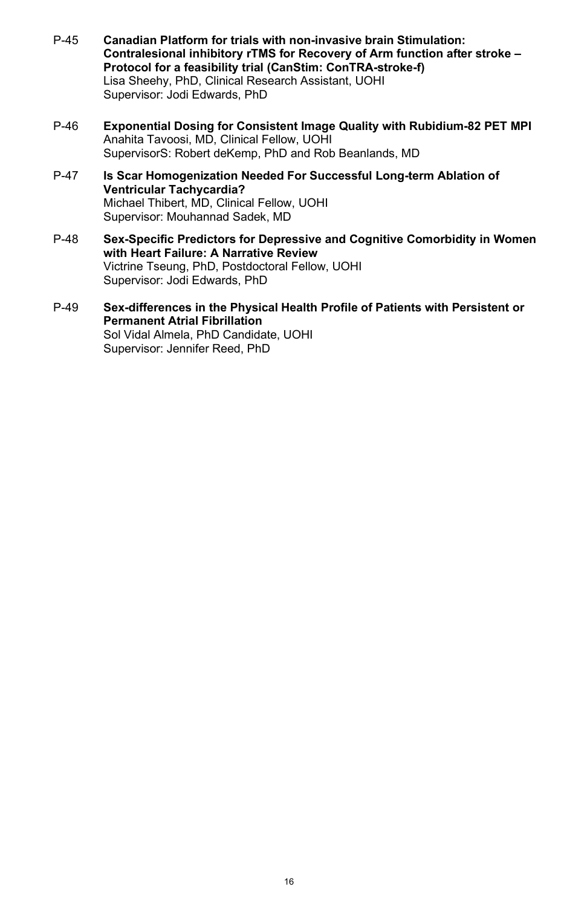P-45 **Canadian Platform for trials with non-invasive brain Stimulation: Contralesional inhibitory rTMS for Recovery of Arm function after stroke – Protocol for a feasibility trial (CanStim: ConTRA-stroke-f)**
Lisa Sheehy, PhD, Clinical Research Assistant, UOHI
Supervisor: Jodi Edwards, PhD

P-46 **Exponential Dosing for Consistent Image Quality with Rubidium-82 PET MPI**
Anahita Tavoosi, MD, Clinical Fellow, UOHI
SupervisorS: Robert deKemp, PhD and Rob Beanlands, MD

P-47 **Is Scar Homogenization Needed For Successful Long-term Ablation of Ventricular Tachycardia?**
Michael Thibert, MD, Clinical Fellow, UOHI
Supervisor: Mouhannad Sadek, MD

P-48 **Sex-Specific Predictors for Depressive and Cognitive Comorbidity in Women with Heart Failure: A Narrative Review**
Victrine Tseung, PhD, Postdoctoral Fellow, UOHI
Supervisor: Jodi Edwards, PhD

P-49 **Sex-differences in the Physical Health Profile of Patients with Persistent or Permanent Atrial Fibrillation**
Sol Vidal Almela, PhD Candidate, UOHI
Supervisor: Jennifer Reed, PhD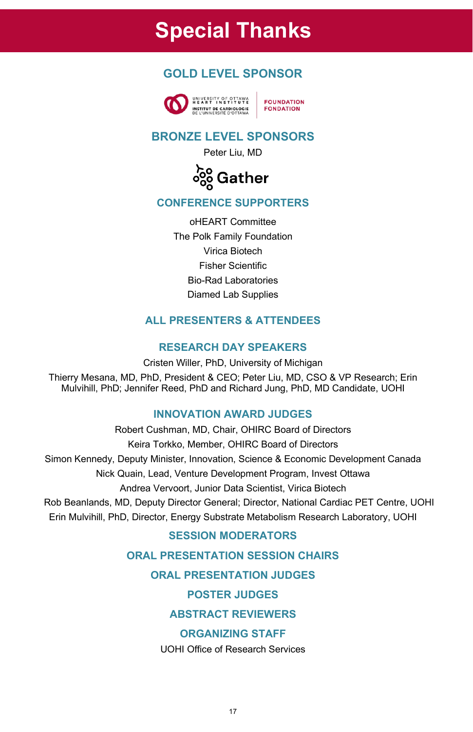# Special Thanks

## GOLD LEVEL SPONSOR

UNIVERSITY OF OTTAWA HEART INSTITUTE
INSTITUT DE CARDIOLOGIE DE L'UNIVERSITÉ D'OTTAWA
FOUNDATION
FONDATION

## BRONZE LEVEL SPONSORS

Peter Liu, MD

Gather

## CONFERENCE SUPPORTERS

oHEART Committee
The Polk Family Foundation
Virica Biotech
Fisher Scientific
Bio-Rad Laboratories
Diamed Lab Supplies

## ALL PRESENTERS & ATTENDEES

## RESEARCH DAY SPEAKERS

Cristen Willer, PhD, University of Michigan

Thierry Mesana, MD, PhD, President & CEO; Peter Liu, MD, CSO & VP Research; Erin Mulvihill, PhD; Jennifer Reed, PhD and Richard Jung, PhD, MD Candidate, UOHI

## INNOVATION AWARD JUDGES

Robert Cushman, MD, Chair, OHIRC Board of Directors
Keira Torkko, Member, OHIRC Board of Directors
Simon Kennedy, Deputy Minister, Innovation, Science & Economic Development Canada
Nick Quain, Lead, Venture Development Program, Invest Ottawa
Andrea Vervoort, Junior Data Scientist, Virica Biotech
Rob Beanlands, MD, Deputy Director General; Director, National Cardiac PET Centre, UOHI
Erin Mulvihill, PhD, Director, Energy Substrate Metabolism Research Laboratory, UOHI

## SESSION MODERATORS

## ORAL PRESENTATION SESSION CHAIRS

## ORAL PRESENTATION JUDGES

## POSTER JUDGES

## ABSTRACT REVIEWERS

## ORGANIZING STAFF

UOHI Office of Research Services